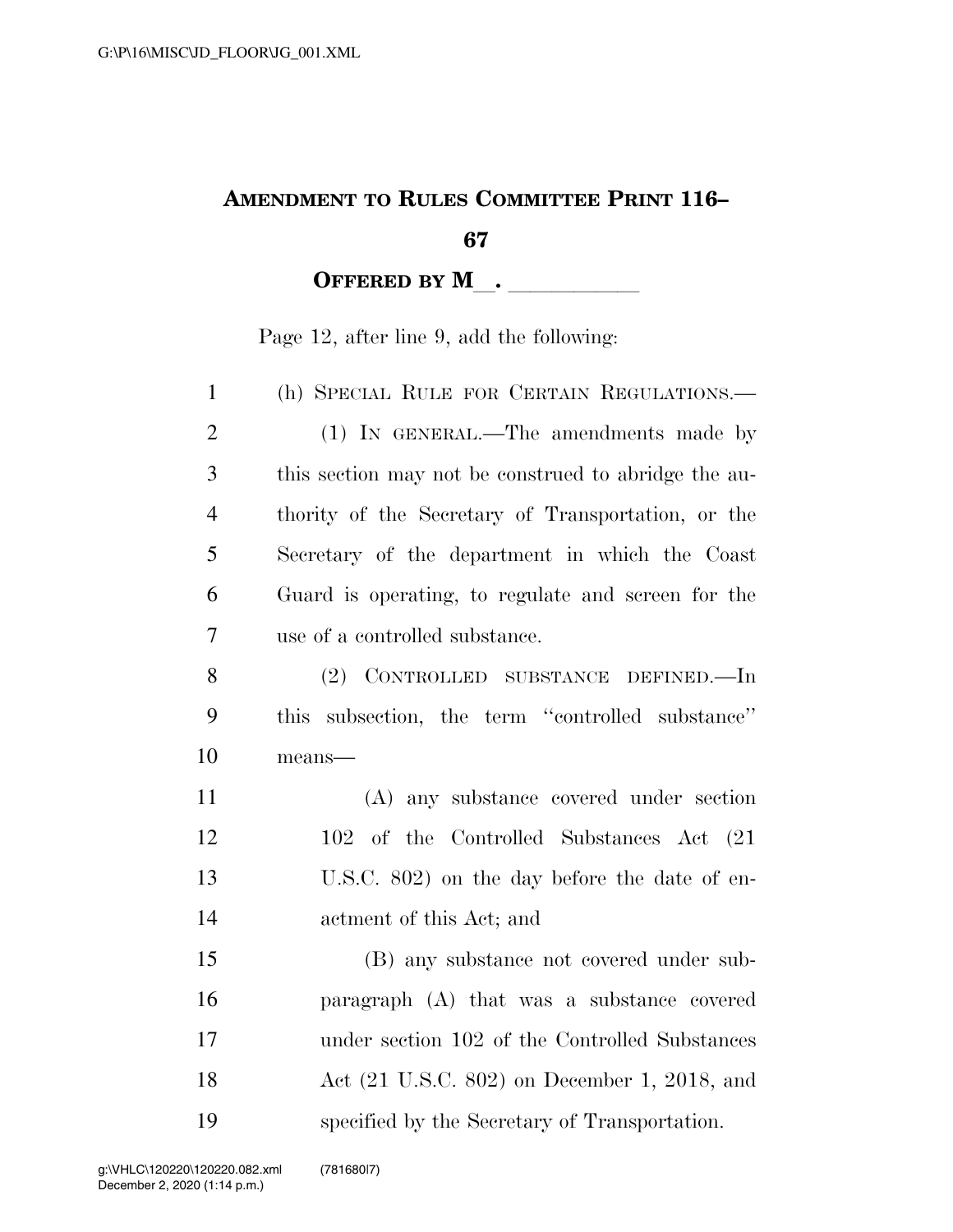# AMENDMENT TO RULES COMMITTEE PRINT 116–67

**OFFERED BY M\_\_. \_\_\_\_\_\_\_\_\_\_\_**

Page 12, after line 9, add the following:

(h) SPECIAL RULE FOR CERTAIN REGULATIONS.—

(1) IN GENERAL.—The amendments made by this section may not be construed to abridge the authority of the Secretary of Transportation, or the Secretary of the department in which the Coast Guard is operating, to regulate and screen for the use of a controlled substance.

(2) CONTROLLED SUBSTANCE DEFINED.—In this subsection, the term "controlled substance" means—

(A) any substance covered under section 102 of the Controlled Substances Act (21 U.S.C. 802) on the day before the date of enactment of this Act; and

(B) any substance not covered under subparagraph (A) that was a substance covered under section 102 of the Controlled Substances Act (21 U.S.C. 802) on December 1, 2018, and specified by the Secretary of Transportation.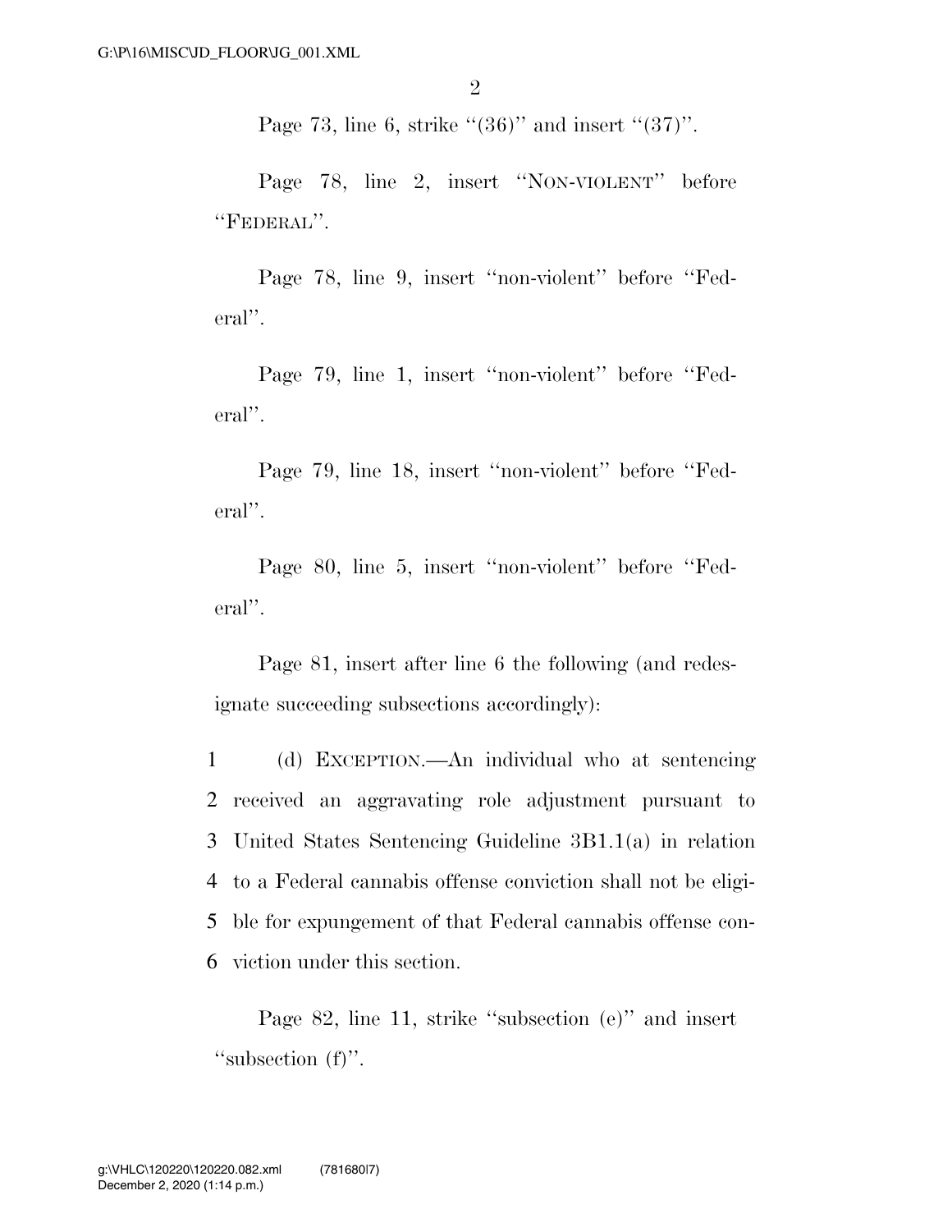Page 73, line 6, strike "(36)" and insert "(37)".

Page 78, line 2, insert "NON-VIOLENT" before "FEDERAL".

Page 78, line 9, insert "non-violent" before "Federal".

Page 79, line 1, insert "non-violent" before "Federal".

Page 79, line 18, insert "non-violent" before "Federal".

Page 80, line 5, insert "non-violent" before "Federal".

Page 81, insert after line 6 the following (and redesignate succeeding subsections accordingly):

1 (d) EXCEPTION.—An individual who at sentencing
2 received an aggravating role adjustment pursuant to
3 United States Sentencing Guideline 3B1.1(a) in relation
4 to a Federal cannabis offense conviction shall not be eligi-
5 ble for expungement of that Federal cannabis offense con-
6 viction under this section.

Page 82, line 11, strike "subsection (e)" and insert "subsection (f)".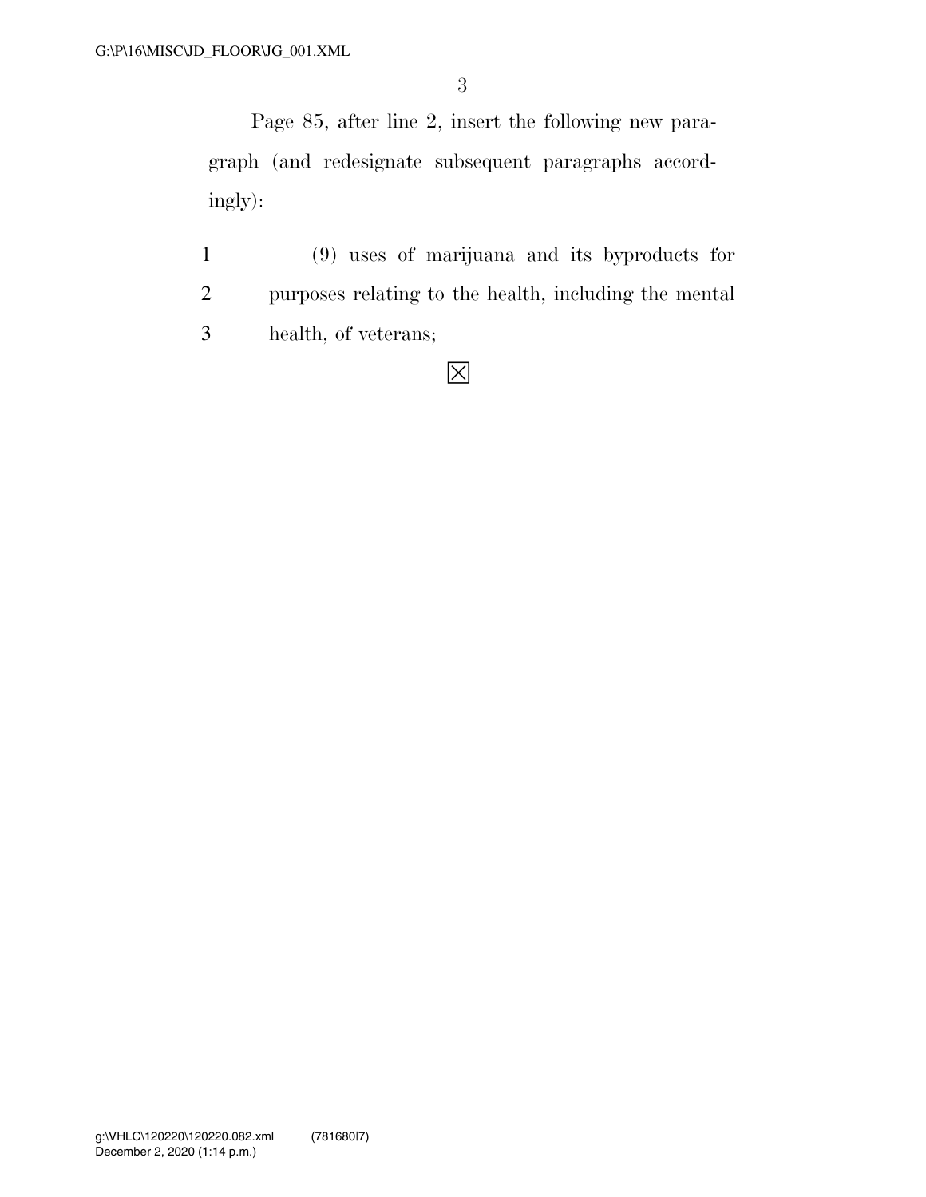Page 85, after line 2, insert the following new paragraph (and redesignate subsequent paragraphs accordingly):

1 (9) uses of marijuana and its byproducts for
2 purposes relating to the health, including the mental
3 health, of veterans;

☒